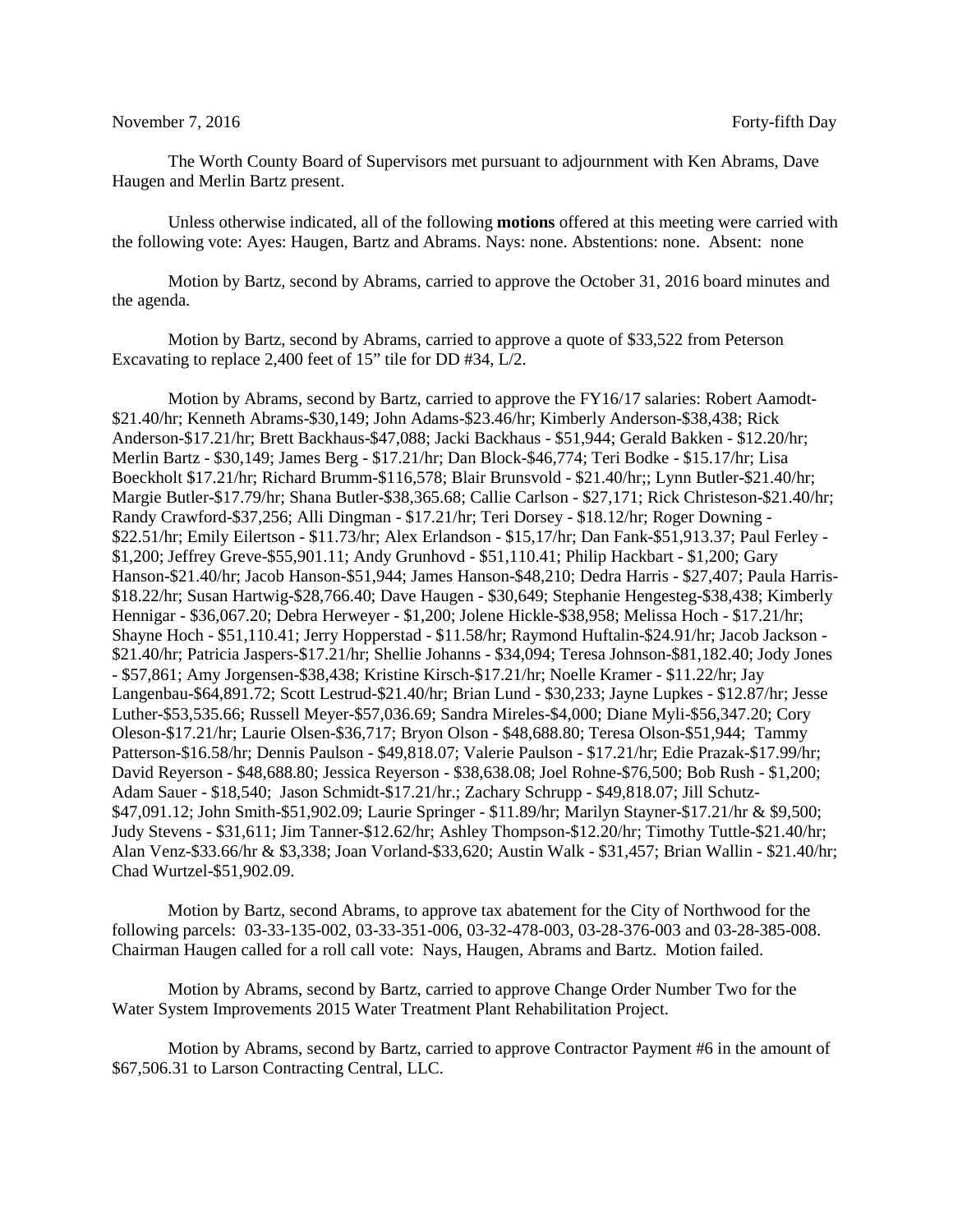November 7, 2016 Forty-fifth Day

The Worth County Board of Supervisors met pursuant to adjournment with Ken Abrams, Dave Haugen and Merlin Bartz present.

Unless otherwise indicated, all of the following **motions** offered at this meeting were carried with the following vote: Ayes: Haugen, Bartz and Abrams. Nays: none. Abstentions: none. Absent: none

Motion by Bartz, second by Abrams, carried to approve the October 31, 2016 board minutes and the agenda.

Motion by Bartz, second by Abrams, carried to approve a quote of $33,522 from Peterson Excavating to replace 2,400 feet of 15" tile for DD #34, L/2.

Motion by Abrams, second by Bartz, carried to approve the FY16/17 salaries: Robert Aamodt-$21.40/hr; Kenneth Abrams-$30,149; John Adams-$23.46/hr; Kimberly Anderson-$38,438; Rick Anderson-$17.21/hr; Brett Backhaus-$47,088; Jacki Backhaus - $51,944; Gerald Bakken - $12.20/hr; Merlin Bartz - $30,149; James Berg - $17.21/hr; Dan Block-$46,774; Teri Bodke - $15.17/hr; Lisa Boeckholt $17.21/hr; Richard Brumm-$116,578; Blair Brunsvold - $21.40/hr;; Lynn Butler-$21.40/hr; Margie Butler-$17.79/hr; Shana Butler-$38,365.68; Callie Carlson - $27,171; Rick Christeson-$21.40/hr; Randy Crawford-$37,256; Alli Dingman - $17.21/hr; Teri Dorsey - $18.12/hr; Roger Downing - $22.51/hr; Emily Eilertson - $11.73/hr; Alex Erlandson - $15,17/hr; Dan Fank-$51,913.37; Paul Ferley - $1,200; Jeffrey Greve-$55,901.11; Andy Grunhovd - $51,110.41; Philip Hackbart - $1,200; Gary Hanson-$21.40/hr; Jacob Hanson-$51,944; James Hanson-$48,210; Dedra Harris - $27,407; Paula Harris-$18.22/hr; Susan Hartwig-$28,766.40; Dave Haugen - $30,649; Stephanie Hengesteg-$38,438; Kimberly Hennigar - $36,067.20; Debra Herweyer - $1,200; Jolene Hickle-$38,958; Melissa Hoch - $17.21/hr; Shayne Hoch - $51,110.41; Jerry Hopperstad - $11.58/hr; Raymond Huftalin-$24.91/hr; Jacob Jackson - $21.40/hr; Patricia Jaspers-$17.21/hr; Shellie Johanns - $34,094; Teresa Johnson-$81,182.40; Jody Jones - $57,861; Amy Jorgensen-$38,438; Kristine Kirsch-$17.21/hr; Noelle Kramer - $11.22/hr; Jay Langenbau-$64,891.72; Scott Lestrud-$21.40/hr; Brian Lund - $30,233; Jayne Lupkes - $12.87/hr; Jesse Luther-$53,535.66; Russell Meyer-$57,036.69; Sandra Mireles-$4,000; Diane Myli-$56,347.20; Cory Oleson-$17.21/hr; Laurie Olsen-$36,717; Bryon Olson - $48,688.80; Teresa Olson-$51,944; Tammy Patterson-$16.58/hr; Dennis Paulson - $49,818.07; Valerie Paulson - $17.21/hr; Edie Prazak-$17.99/hr; David Reyerson - $48,688.80; Jessica Reyerson - $38,638.08; Joel Rohne-$76,500; Bob Rush - $1,200; Adam Sauer - $18,540; Jason Schmidt-$17.21/hr.; Zachary Schrupp - $49,818.07; Jill Schutz-$47,091.12; John Smith-$51,902.09; Laurie Springer - $11.89/hr; Marilyn Stayner-$17.21/hr & $9,500; Judy Stevens - $31,611; Jim Tanner-$12.62/hr; Ashley Thompson-$12.20/hr; Timothy Tuttle-$21.40/hr; Alan Venz-$33.66/hr & $3,338; Joan Vorland-$33,620; Austin Walk - $31,457; Brian Wallin - $21.40/hr; Chad Wurtzel-$51,902.09.

Motion by Bartz, second Abrams, to approve tax abatement for the City of Northwood for the following parcels: 03-33-135-002, 03-33-351-006, 03-32-478-003, 03-28-376-003 and 03-28-385-008. Chairman Haugen called for a roll call vote: Nays, Haugen, Abrams and Bartz. Motion failed.

Motion by Abrams, second by Bartz, carried to approve Change Order Number Two for the Water System Improvements 2015 Water Treatment Plant Rehabilitation Project.

Motion by Abrams, second by Bartz, carried to approve Contractor Payment #6 in the amount of $67,506.31 to Larson Contracting Central, LLC.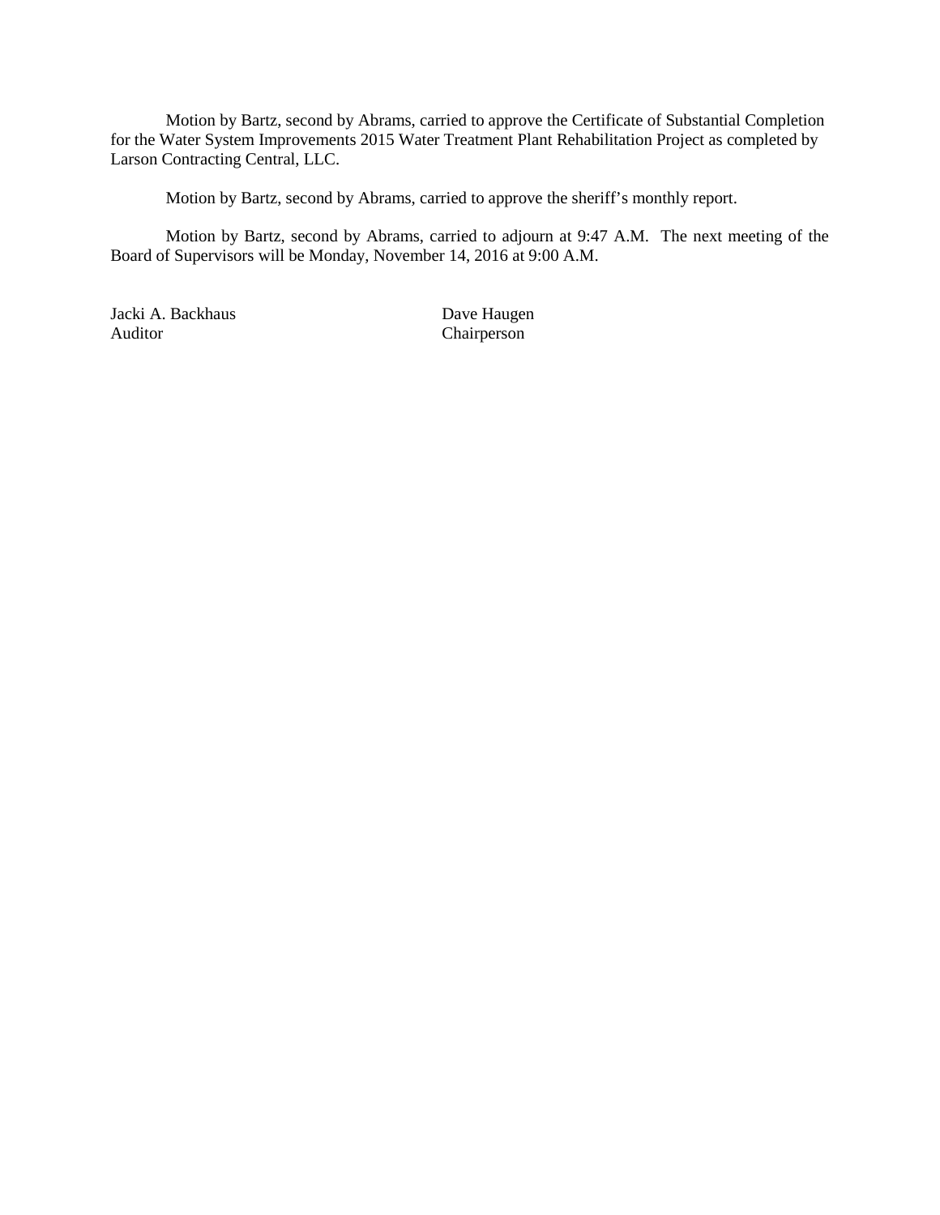Motion by Bartz, second by Abrams, carried to approve the Certificate of Substantial Completion for the Water System Improvements 2015 Water Treatment Plant Rehabilitation Project as completed by Larson Contracting Central, LLC.

Motion by Bartz, second by Abrams, carried to approve the sheriff's monthly report.

Motion by Bartz, second by Abrams, carried to adjourn at 9:47 A.M. The next meeting of the Board of Supervisors will be Monday, November 14, 2016 at 9:00 A.M.

| | |
|---|---|
| Jacki A. Backhaus | Dave Haugen |
| Auditor | Chairperson |